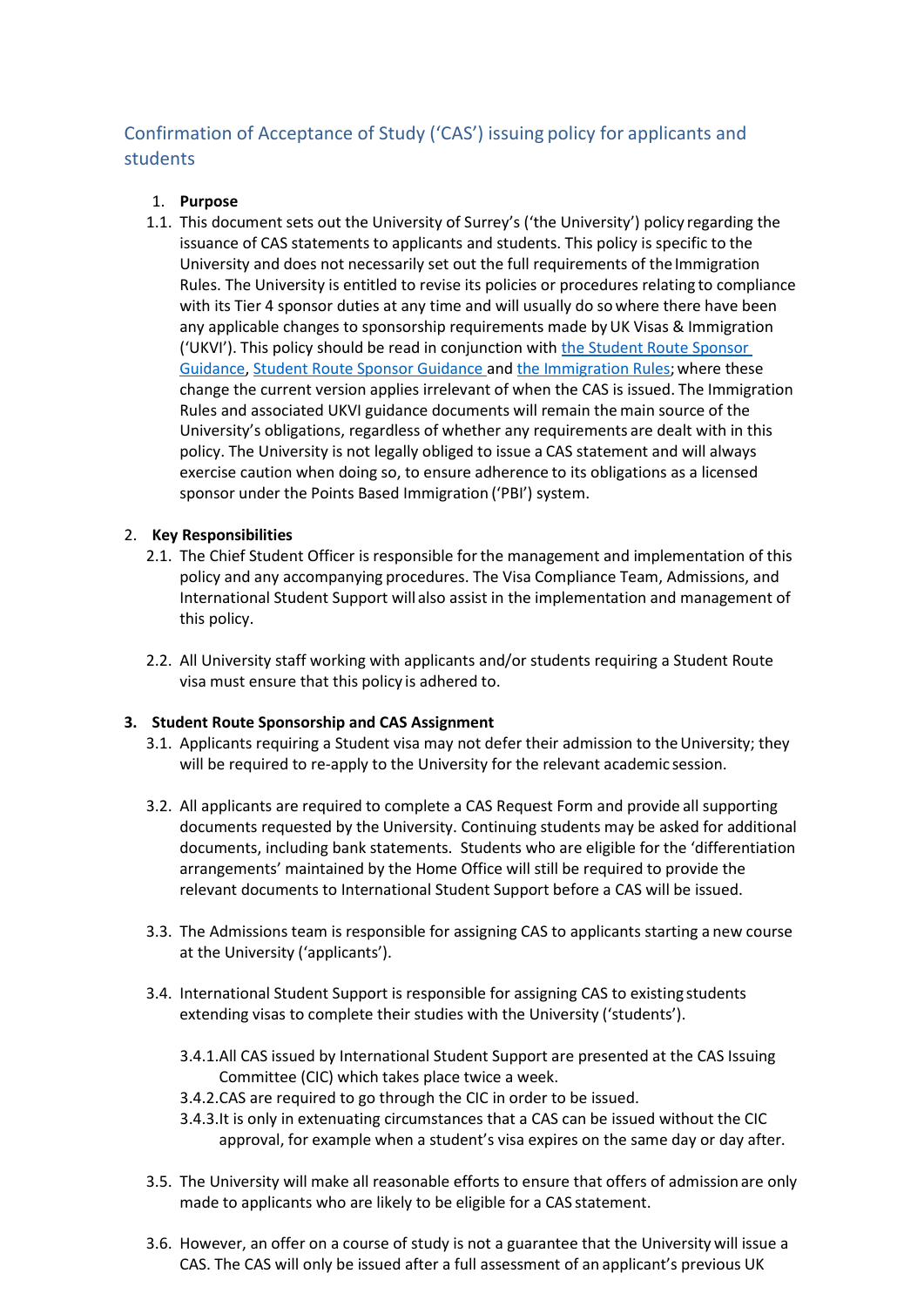# Confirmation of Acceptance of Study ('CAS') issuing policy for applicants and students

1. **Purpose**

1.1. This document sets out the University of Surrey's ('the University') policy regarding the issuance of CAS statements to applicants and students. This policy is specific to the University and does not necessarily set out the full requirements of the Immigration Rules. The University is entitled to revise its policies or procedures relating to compliance with its Tier 4 sponsor duties at any time and will usually do so where there have been any applicable changes to sponsorship requirements made by UK Visas & Immigration ('UKVI'). This policy should be read in conjunction with [the Student Route Sponsor Guidance](), [Student Route Sponsor Guidance]() and [the Immigration Rules](); where these change the current version applies irrelevant of when the CAS is issued. The Immigration Rules and associated UKVI guidance documents will remain the main source of the University's obligations, regardless of whether any requirements are dealt with in this policy. The University is not legally obliged to issue a CAS statement and will always exercise caution when doing so, to ensure adherence to its obligations as a licensed sponsor under the Points Based Immigration ('PBI') system.

2. **Key Responsibilities**

2.1. The Chief Student Officer is responsible for the management and implementation of this policy and any accompanying procedures. The Visa Compliance Team, Admissions, and International Student Support will also assist in the implementation and management of this policy.

2.2. All University staff working with applicants and/or students requiring a Student Route visa must ensure that this policy is adhered to.

3. **Student Route Sponsorship and CAS Assignment**

3.1. Applicants requiring a Student visa may not defer their admission to the University; they will be required to re-apply to the University for the relevant academic session.

3.2. All applicants are required to complete a CAS Request Form and provide all supporting documents requested by the University. Continuing students may be asked for additional documents, including bank statements. Students who are eligible for the 'differentiation arrangements' maintained by the Home Office will still be required to provide the relevant documents to International Student Support before a CAS will be issued.

3.3. The Admissions team is responsible for assigning CAS to applicants starting a new course at the University ('applicants').

3.4. International Student Support is responsible for assigning CAS to existing students extending visas to complete their studies with the University ('students').

3.4.1. All CAS issued by International Student Support are presented at the CAS Issuing Committee (CIC) which takes place twice a week.

3.4.2. CAS are required to go through the CIC in order to be issued.

3.4.3. It is only in extenuating circumstances that a CAS can be issued without the CIC approval, for example when a student's visa expires on the same day or day after.

3.5. The University will make all reasonable efforts to ensure that offers of admission are only made to applicants who are likely to be eligible for a CAS statement.

3.6. However, an offer on a course of study is not a guarantee that the University will issue a CAS. The CAS will only be issued after a full assessment of an applicant's previous UK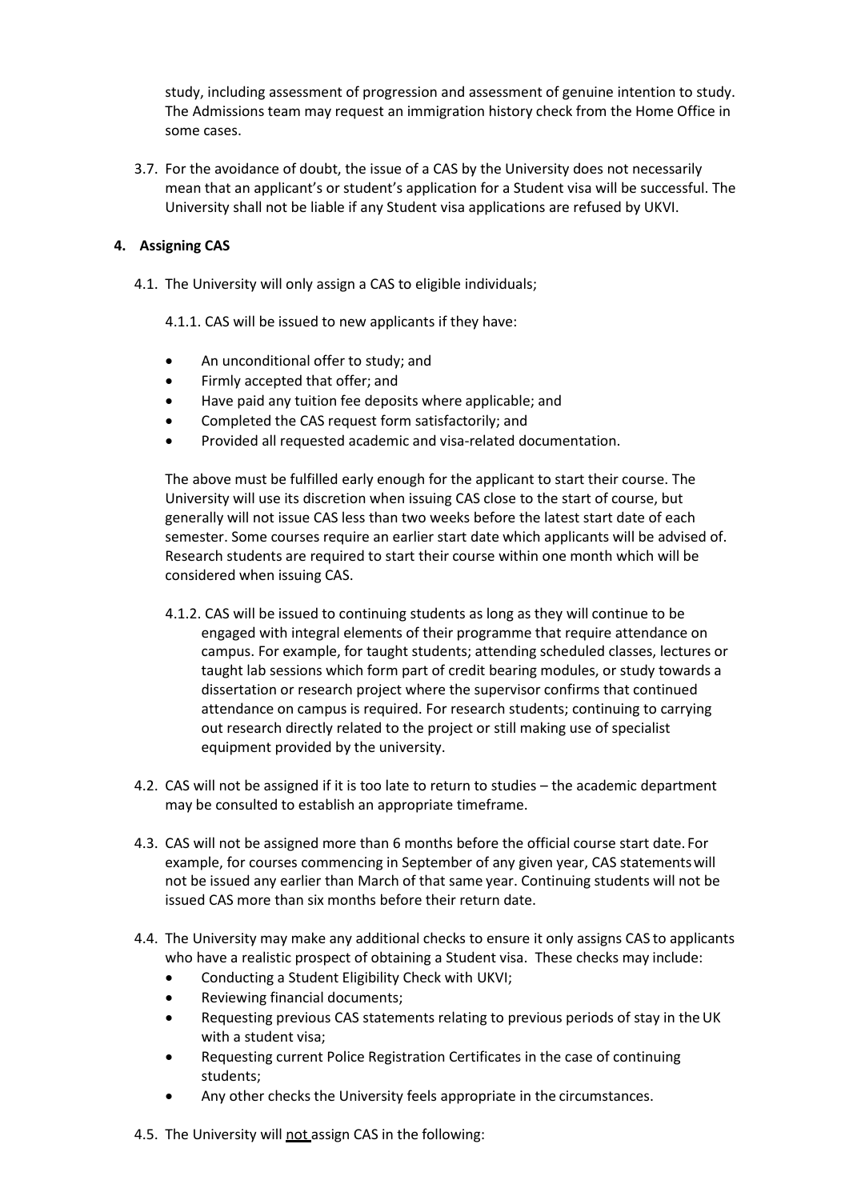study, including assessment of progression and assessment of genuine intention to study. The Admissions team may request an immigration history check from the Home Office in some cases.

3.7. For the avoidance of doubt, the issue of a CAS by the University does not necessarily mean that an applicant's or student's application for a Student visa will be successful. The University shall not be liable if any Student visa applications are refused by UKVI.

## 4. Assigning CAS

4.1. The University will only assign a CAS to eligible individuals;

4.1.1. CAS will be issued to new applicants if they have:

- An unconditional offer to study; and
- Firmly accepted that offer; and
- Have paid any tuition fee deposits where applicable; and
- Completed the CAS request form satisfactorily; and
- Provided all requested academic and visa-related documentation.

The above must be fulfilled early enough for the applicant to start their course. The University will use its discretion when issuing CAS close to the start of course, but generally will not issue CAS less than two weeks before the latest start date of each semester. Some courses require an earlier start date which applicants will be advised of. Research students are required to start their course within one month which will be considered when issuing CAS.

4.1.2. CAS will be issued to continuing students as long as they will continue to be engaged with integral elements of their programme that require attendance on campus. For example, for taught students; attending scheduled classes, lectures or taught lab sessions which form part of credit bearing modules, or study towards a dissertation or research project where the supervisor confirms that continued attendance on campus is required. For research students; continuing to carrying out research directly related to the project or still making use of specialist equipment provided by the university.

4.2. CAS will not be assigned if it is too late to return to studies – the academic department may be consulted to establish an appropriate timeframe.

4.3. CAS will not be assigned more than 6 months before the official course start date. For example, for courses commencing in September of any given year, CAS statements will not be issued any earlier than March of that same year. Continuing students will not be issued CAS more than six months before their return date.

4.4. The University may make any additional checks to ensure it only assigns CAS to applicants who have a realistic prospect of obtaining a Student visa. These checks may include:

- Conducting a Student Eligibility Check with UKVI;
- Reviewing financial documents;
- Requesting previous CAS statements relating to previous periods of stay in the UK with a student visa;
- Requesting current Police Registration Certificates in the case of continuing students;
- Any other checks the University feels appropriate in the circumstances.

4.5. The University will <u>not</u> assign CAS in the following: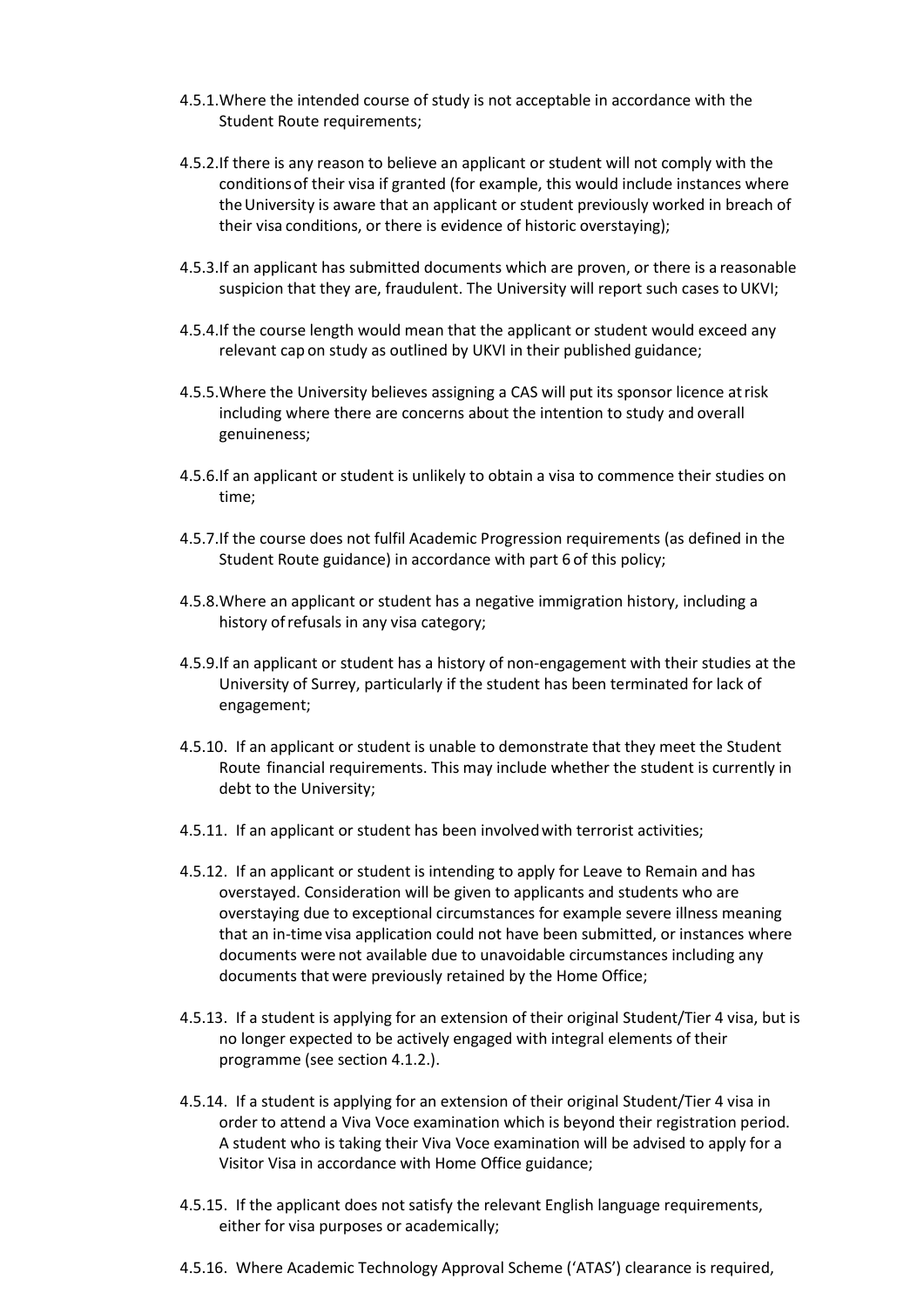4.5.1. Where the intended course of study is not acceptable in accordance with the Student Route requirements;

4.5.2. If there is any reason to believe an applicant or student will not comply with the conditions of their visa if granted (for example, this would include instances where the University is aware that an applicant or student previously worked in breach of their visa conditions, or there is evidence of historic overstaying);

4.5.3. If an applicant has submitted documents which are proven, or there is a reasonable suspicion that they are, fraudulent. The University will report such cases to UKVI;

4.5.4. If the course length would mean that the applicant or student would exceed any relevant cap on study as outlined by UKVI in their published guidance;

4.5.5. Where the University believes assigning a CAS will put its sponsor licence at risk including where there are concerns about the intention to study and overall genuineness;

4.5.6. If an applicant or student is unlikely to obtain a visa to commence their studies on time;

4.5.7. If the course does not fulfil Academic Progression requirements (as defined in the Student Route guidance) in accordance with part 6 of this policy;

4.5.8. Where an applicant or student has a negative immigration history, including a history of refusals in any visa category;

4.5.9. If an applicant or student has a history of non-engagement with their studies at the University of Surrey, particularly if the student has been terminated for lack of engagement;

4.5.10. If an applicant or student is unable to demonstrate that they meet the Student Route financial requirements. This may include whether the student is currently in debt to the University;

4.5.11. If an applicant or student has been involved with terrorist activities;

4.5.12. If an applicant or student is intending to apply for Leave to Remain and has overstayed. Consideration will be given to applicants and students who are overstaying due to exceptional circumstances for example severe illness meaning that an in-time visa application could not have been submitted, or instances where documents were not available due to unavoidable circumstances including any documents that were previously retained by the Home Office;

4.5.13. If a student is applying for an extension of their original Student/Tier 4 visa, but is no longer expected to be actively engaged with integral elements of their programme (see section 4.1.2.).

4.5.14. If a student is applying for an extension of their original Student/Tier 4 visa in order to attend a Viva Voce examination which is beyond their registration period. A student who is taking their Viva Voce examination will be advised to apply for a Visitor Visa in accordance with Home Office guidance;

4.5.15. If the applicant does not satisfy the relevant English language requirements, either for visa purposes or academically;

4.5.16. Where Academic Technology Approval Scheme ('ATAS') clearance is required,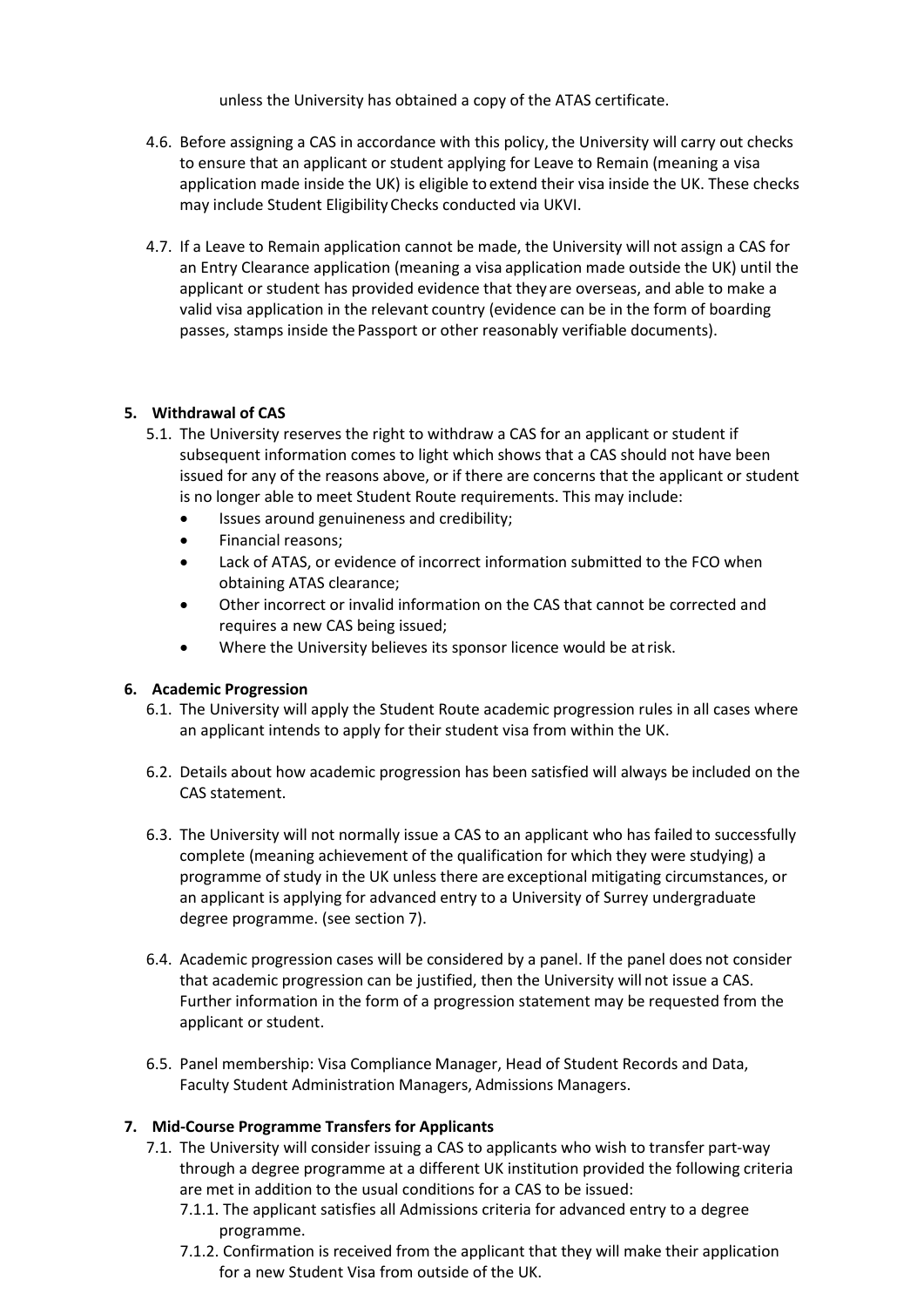unless the University has obtained a copy of the ATAS certificate.

4.6. Before assigning a CAS in accordance with this policy, the University will carry out checks to ensure that an applicant or student applying for Leave to Remain (meaning a visa application made inside the UK) is eligible to extend their visa inside the UK. These checks may include Student Eligibility Checks conducted via UKVI.

4.7. If a Leave to Remain application cannot be made, the University will not assign a CAS for an Entry Clearance application (meaning a visa application made outside the UK) until the applicant or student has provided evidence that they are overseas, and able to make a valid visa application in the relevant country (evidence can be in the form of boarding passes, stamps inside the Passport or other reasonably verifiable documents).

## 5. Withdrawal of CAS

5.1. The University reserves the right to withdraw a CAS for an applicant or student if subsequent information comes to light which shows that a CAS should not have been issued for any of the reasons above, or if there are concerns that the applicant or student is no longer able to meet Student Route requirements. This may include:

- Issues around genuineness and credibility;
- Financial reasons;
- Lack of ATAS, or evidence of incorrect information submitted to the FCO when obtaining ATAS clearance;
- Other incorrect or invalid information on the CAS that cannot be corrected and requires a new CAS being issued;
- Where the University believes its sponsor licence would be at risk.

## 6. Academic Progression

6.1. The University will apply the Student Route academic progression rules in all cases where an applicant intends to apply for their student visa from within the UK.

6.2. Details about how academic progression has been satisfied will always be included on the CAS statement.

6.3. The University will not normally issue a CAS to an applicant who has failed to successfully complete (meaning achievement of the qualification for which they were studying) a programme of study in the UK unless there are exceptional mitigating circumstances, or an applicant is applying for advanced entry to a University of Surrey undergraduate degree programme. (see section 7).

6.4. Academic progression cases will be considered by a panel. If the panel does not consider that academic progression can be justified, then the University will not issue a CAS. Further information in the form of a progression statement may be requested from the applicant or student.

6.5. Panel membership: Visa Compliance Manager, Head of Student Records and Data, Faculty Student Administration Managers, Admissions Managers.

## 7. Mid-Course Programme Transfers for Applicants

7.1. The University will consider issuing a CAS to applicants who wish to transfer part-way through a degree programme at a different UK institution provided the following criteria are met in addition to the usual conditions for a CAS to be issued:

7.1.1. The applicant satisfies all Admissions criteria for advanced entry to a degree programme.

7.1.2. Confirmation is received from the applicant that they will make their application for a new Student Visa from outside of the UK.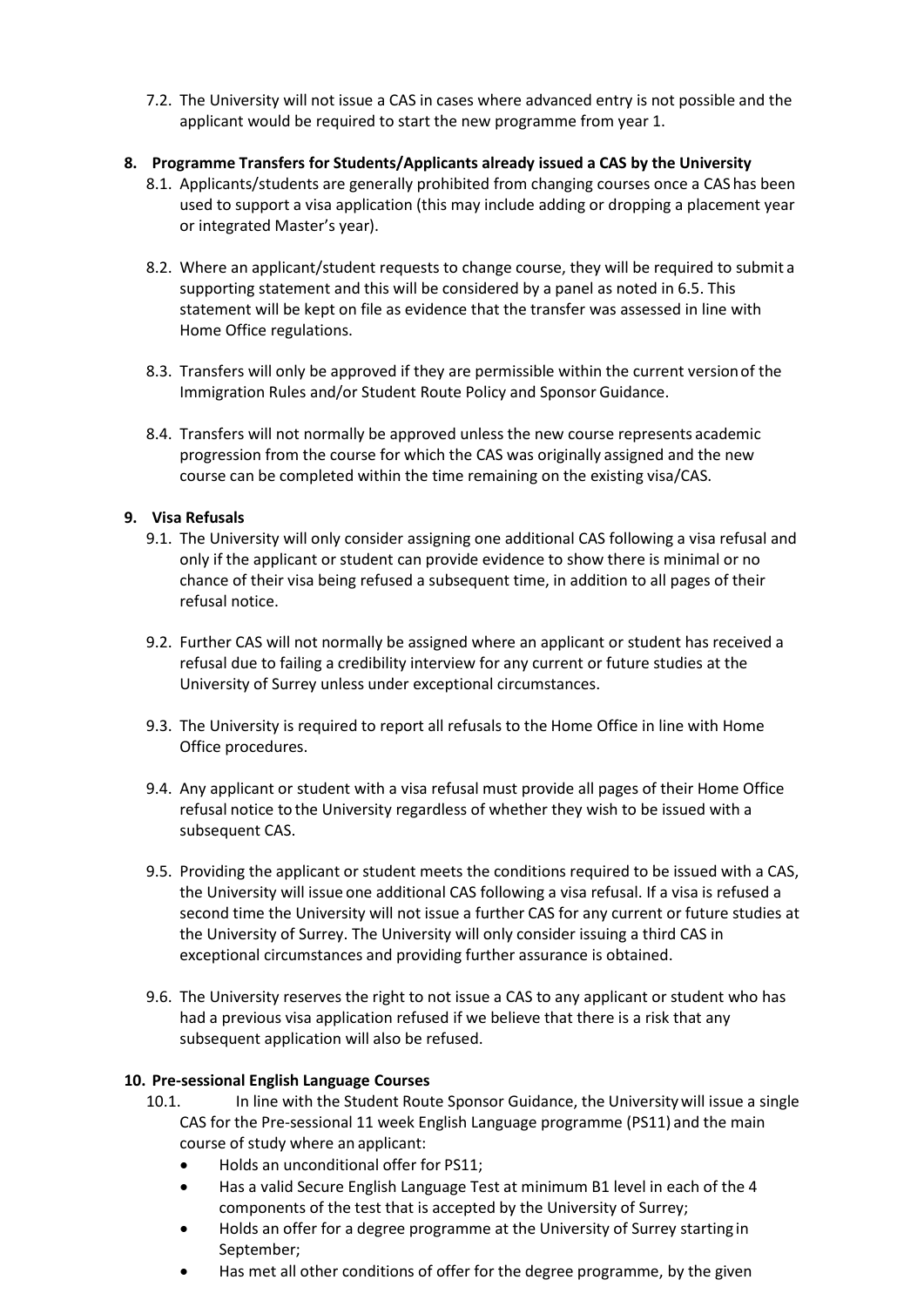7.2. The University will not issue a CAS in cases where advanced entry is not possible and the applicant would be required to start the new programme from year 1.

## 8. Programme Transfers for Students/Applicants already issued a CAS by the University

8.1. Applicants/students are generally prohibited from changing courses once a CAS has been used to support a visa application (this may include adding or dropping a placement year or integrated Master's year).

8.2. Where an applicant/student requests to change course, they will be required to submit a supporting statement and this will be considered by a panel as noted in 6.5. This statement will be kept on file as evidence that the transfer was assessed in line with Home Office regulations.

8.3. Transfers will only be approved if they are permissible within the current version of the Immigration Rules and/or Student Route Policy and Sponsor Guidance.

8.4. Transfers will not normally be approved unless the new course represents academic progression from the course for which the CAS was originally assigned and the new course can be completed within the time remaining on the existing visa/CAS.

## 9. Visa Refusals

9.1. The University will only consider assigning one additional CAS following a visa refusal and only if the applicant or student can provide evidence to show there is minimal or no chance of their visa being refused a subsequent time, in addition to all pages of their refusal notice.

9.2. Further CAS will not normally be assigned where an applicant or student has received a refusal due to failing a credibility interview for any current or future studies at the University of Surrey unless under exceptional circumstances.

9.3. The University is required to report all refusals to the Home Office in line with Home Office procedures.

9.4. Any applicant or student with a visa refusal must provide all pages of their Home Office refusal notice to the University regardless of whether they wish to be issued with a subsequent CAS.

9.5. Providing the applicant or student meets the conditions required to be issued with a CAS, the University will issue one additional CAS following a visa refusal. If a visa is refused a second time the University will not issue a further CAS for any current or future studies at the University of Surrey. The University will only consider issuing a third CAS in exceptional circumstances and providing further assurance is obtained.

9.6. The University reserves the right to not issue a CAS to any applicant or student who has had a previous visa application refused if we believe that there is a risk that any subsequent application will also be refused.

## 10. Pre-sessional English Language Courses

10.1. In line with the Student Route Sponsor Guidance, the University will issue a single CAS for the Pre-sessional 11 week English Language programme (PS11) and the main course of study where an applicant:

- Holds an unconditional offer for PS11;
- Has a valid Secure English Language Test at minimum B1 level in each of the 4 components of the test that is accepted by the University of Surrey;
- Holds an offer for a degree programme at the University of Surrey starting in September;
- Has met all other conditions of offer for the degree programme, by the given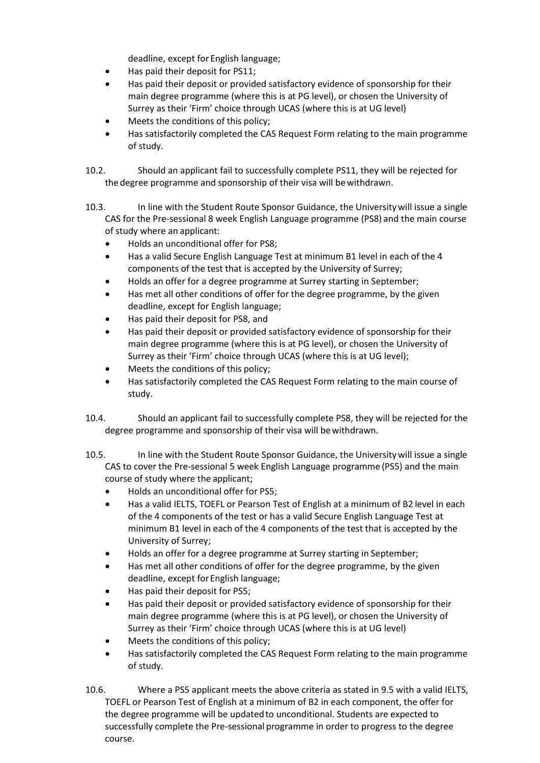deadline, except for English language;

- Has paid their deposit for PS11;
- Has paid their deposit or provided satisfactory evidence of sponsorship for their main degree programme (where this is at PG level), or chosen the University of Surrey as their 'Firm' choice through UCAS (where this is at UG level)
- Meets the conditions of this policy;
- Has satisfactorily completed the CAS Request Form relating to the main programme of study.

10.2. Should an applicant fail to successfully complete PS11, they will be rejected for the degree programme and sponsorship of their visa will be withdrawn.

10.3. In line with the Student Route Sponsor Guidance, the University will issue a single CAS for the Pre-sessional 8 week English Language programme (PS8) and the main course of study where an applicant:

- Holds an unconditional offer for PS8;
- Has a valid Secure English Language Test at minimum B1 level in each of the 4 components of the test that is accepted by the University of Surrey;
- Holds an offer for a degree programme at Surrey starting in September;
- Has met all other conditions of offer for the degree programme, by the given deadline, except for English language;
- Has paid their deposit for PS8, and
- Has paid their deposit or provided satisfactory evidence of sponsorship for their main degree programme (where this is at PG level), or chosen the University of Surrey as their 'Firm' choice through UCAS (where this is at UG level);
- Meets the conditions of this policy;
- Has satisfactorily completed the CAS Request Form relating to the main course of study.

10.4. Should an applicant fail to successfully complete PS8, they will be rejected for the degree programme and sponsorship of their visa will be withdrawn.

10.5. In line with the Student Route Sponsor Guidance, the University will issue a single CAS to cover the Pre-sessional 5 week English Language programme (PS5) and the main course of study where the applicant;

- Holds an unconditional offer for PS5;
- Has a valid IELTS, TOEFL or Pearson Test of English at a minimum of B2 level in each of the 4 components of the test or has a valid Secure English Language Test at minimum B1 level in each of the 4 components of the test that is accepted by the University of Surrey;
- Holds an offer for a degree programme at Surrey starting in September;
- Has met all other conditions of offer for the degree programme, by the given deadline, except for English language;
- Has paid their deposit for PS5;
- Has paid their deposit or provided satisfactory evidence of sponsorship for their main degree programme (where this is at PG level), or chosen the University of Surrey as their 'Firm' choice through UCAS (where this is at UG level)
- Meets the conditions of this policy;
- Has satisfactorily completed the CAS Request Form relating to the main programme of study.

10.6. Where a PS5 applicant meets the above criteria as stated in 9.5 with a valid IELTS, TOEFL or Pearson Test of English at a minimum of B2 in each component, the offer for the degree programme will be updated to unconditional. Students are expected to successfully complete the Pre-sessional programme in order to progress to the degree course.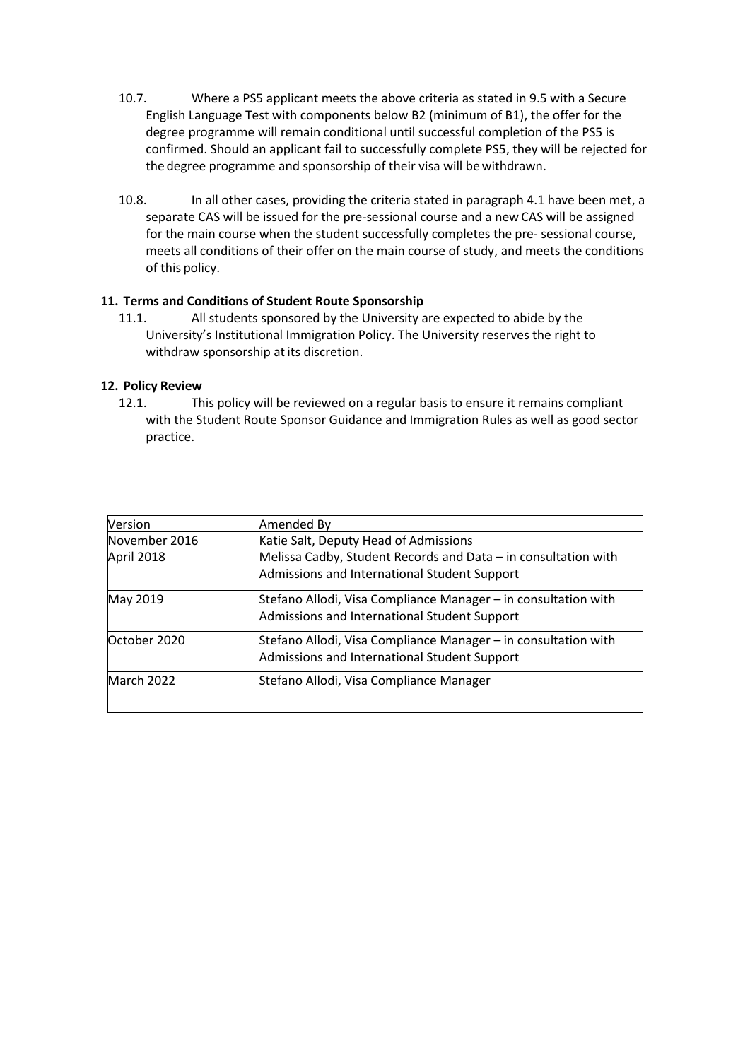10.7. Where a PS5 applicant meets the above criteria as stated in 9.5 with a Secure English Language Test with components below B2 (minimum of B1), the offer for the degree programme will remain conditional until successful completion of the PS5 is confirmed. Should an applicant fail to successfully complete PS5, they will be rejected for the degree programme and sponsorship of their visa will be withdrawn.

10.8. In all other cases, providing the criteria stated in paragraph 4.1 have been met, a separate CAS will be issued for the pre-sessional course and a new CAS will be assigned for the main course when the student successfully completes the pre- sessional course, meets all conditions of their offer on the main course of study, and meets the conditions of this policy.

## 11. Terms and Conditions of Student Route Sponsorship

11.1. All students sponsored by the University are expected to abide by the University's Institutional Immigration Policy. The University reserves the right to withdraw sponsorship at its discretion.

## 12. Policy Review

12.1. This policy will be reviewed on a regular basis to ensure it remains compliant with the Student Route Sponsor Guidance and Immigration Rules as well as good sector practice.

| Version | Amended By |
|---|---|
| November 2016 | Katie Salt, Deputy Head of Admissions |
| April 2018 | Melissa Cadby, Student Records and Data – in consultation with Admissions and International Student Support |
| May 2019 | Stefano Allodi, Visa Compliance Manager – in consultation with Admissions and International Student Support |
| October 2020 | Stefano Allodi, Visa Compliance Manager – in consultation with Admissions and International Student Support |
| March 2022 | Stefano Allodi, Visa Compliance Manager |